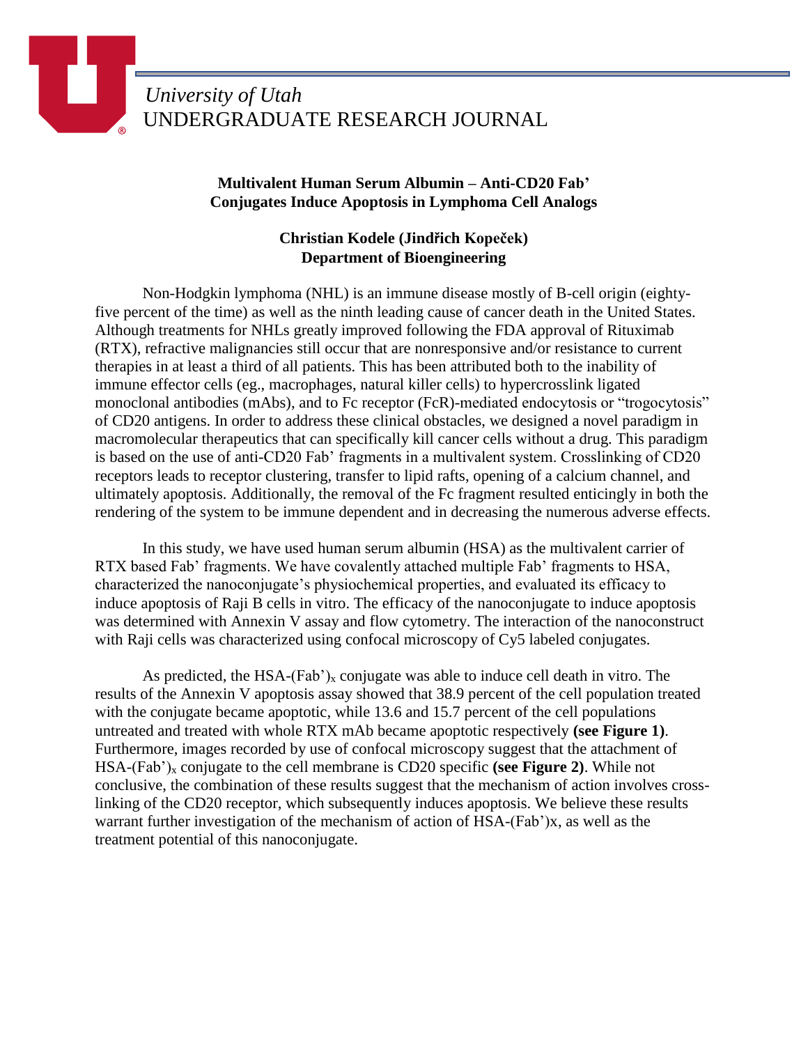*University of Utah*
UNDERGRADUATE RESEARCH JOURNAL

# Multivalent Human Serum Albumin – Anti-CD20 Fab' Conjugates Induce Apoptosis in Lymphoma Cell Analogs

**Christian Kodele (Jindřich Kopeček)**
**Department of Bioengineering**

Non-Hodgkin lymphoma (NHL) is an immune disease mostly of B-cell origin (eighty-five percent of the time) as well as the ninth leading cause of cancer death in the United States. Although treatments for NHLs greatly improved following the FDA approval of Rituximab (RTX), refractive malignancies still occur that are nonresponsive and/or resistance to current therapies in at least a third of all patients. This has been attributed both to the inability of immune effector cells (eg., macrophages, natural killer cells) to hypercrosslink ligated monoclonal antibodies (mAbs), and to Fc receptor (FcR)-mediated endocytosis or "trogocytosis" of CD20 antigens. In order to address these clinical obstacles, we designed a novel paradigm in macromolecular therapeutics that can specifically kill cancer cells without a drug. This paradigm is based on the use of anti-CD20 Fab' fragments in a multivalent system. Crosslinking of CD20 receptors leads to receptor clustering, transfer to lipid rafts, opening of a calcium channel, and ultimately apoptosis. Additionally, the removal of the Fc fragment resulted enticingly in both the rendering of the system to be immune dependent and in decreasing the numerous adverse effects.

In this study, we have used human serum albumin (HSA) as the multivalent carrier of RTX based Fab' fragments. We have covalently attached multiple Fab' fragments to HSA, characterized the nanoconjugate's physiochemical properties, and evaluated its efficacy to induce apoptosis of Raji B cells in vitro. The efficacy of the nanoconjugate to induce apoptosis was determined with Annexin V assay and flow cytometry. The interaction of the nanoconstruct with Raji cells was characterized using confocal microscopy of Cy5 labeled conjugates.

As predicted, the HSA-$(\text{Fab'})_x$ conjugate was able to induce cell death in vitro. The results of the Annexin V apoptosis assay showed that 38.9 percent of the cell population treated with the conjugate became apoptotic, while 13.6 and 15.7 percent of the cell populations untreated and treated with whole RTX mAb became apoptotic respectively **(see Figure 1)**. Furthermore, images recorded by use of confocal microscopy suggest that the attachment of HSA-$(\text{Fab'})_x$ conjugate to the cell membrane is CD20 specific **(see Figure 2)**. While not conclusive, the combination of these results suggest that the mechanism of action involves cross-linking of the CD20 receptor, which subsequently induces apoptosis. We believe these results warrant further investigation of the mechanism of action of HSA-(Fab')x, as well as the treatment potential of this nanoconjugate.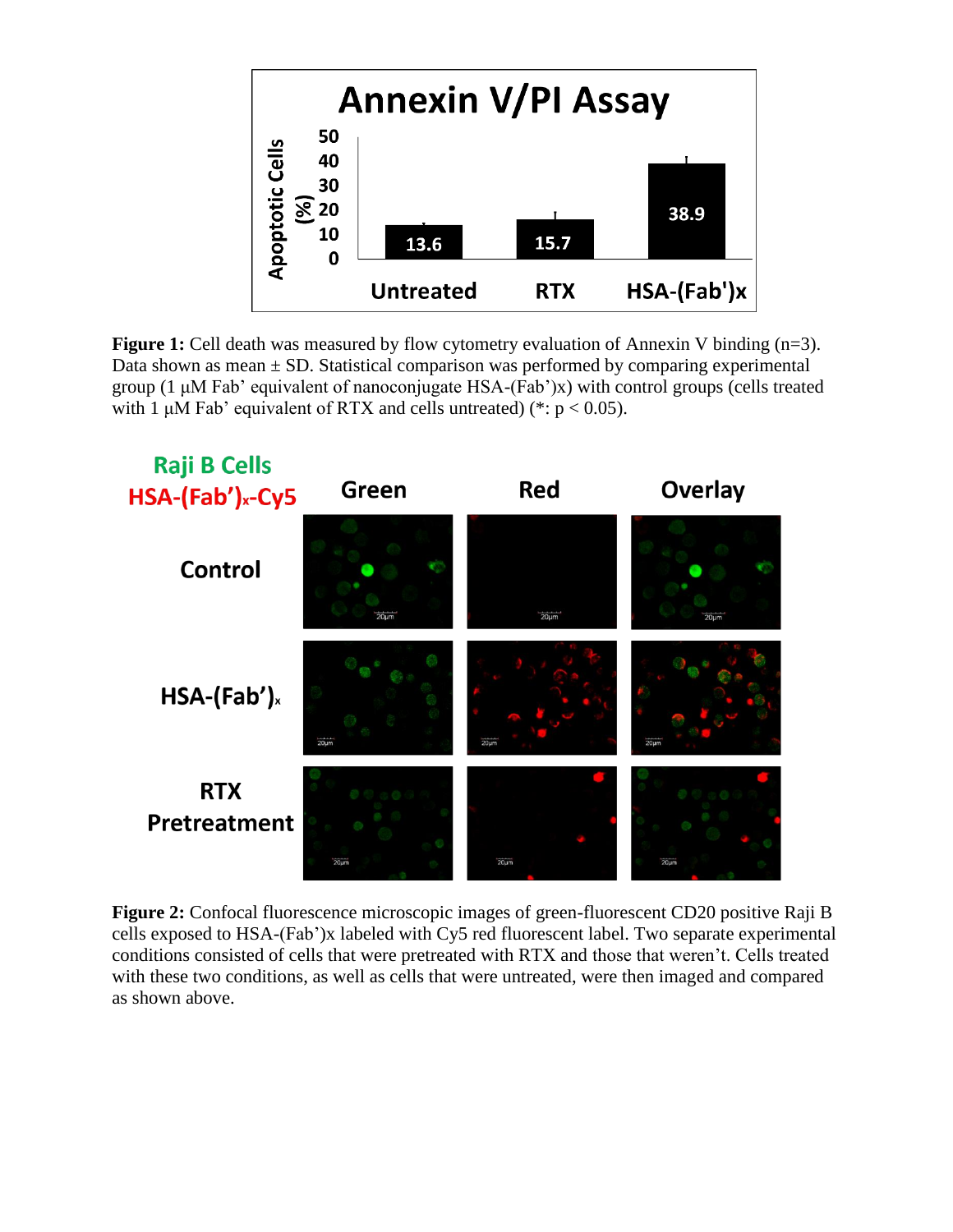Annexin V/PI Assay

Apoptotic Cells (%)

50
40
30
20
10
0

13.6
15.7
38.9

Untreated
RTX
HSA-(Fab')x

**Figure 1:** Cell death was measured by flow cytometry evaluation of Annexin V binding (n=3). Data shown as mean ± SD. Statistical comparison was performed by comparing experimental group (1 μM Fab' equivalent of nanoconjugate HSA-(Fab')x) with control groups (cells treated with 1 μM Fab' equivalent of RTX and cells untreated) (*: $p < 0.05$).

Raji B Cells
HSA-(Fab')x-Cy5

Green
Red
Overlay

Control

HSA-(Fab')x

RTX Pretreatment

20μm

**Figure 2:** Confocal fluorescence microscopic images of green-fluorescent CD20 positive Raji B cells exposed to HSA-(Fab')x labeled with Cy5 red fluorescent label. Two separate experimental conditions consisted of cells that were pretreated with RTX and those that weren't. Cells treated with these two conditions, as well as cells that were untreated, were then imaged and compared as shown above.